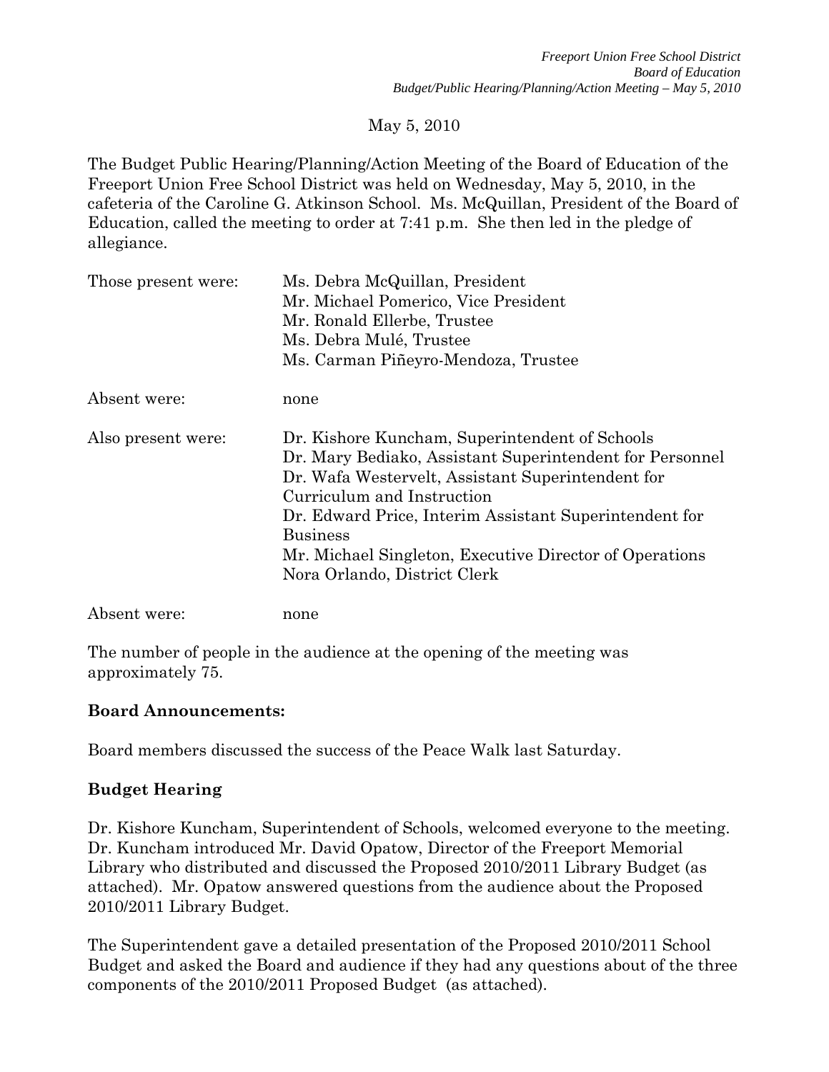May 5, 2010

The Budget Public Hearing/Planning/Action Meeting of the Board of Education of the Freeport Union Free School District was held on Wednesday, May 5, 2010, in the cafeteria of the Caroline G. Atkinson School. Ms. McQuillan, President of the Board of Education, called the meeting to order at 7:41 p.m. She then led in the pledge of allegiance.

| | |
|---|---|
| Those present were: | Ms. Debra McQuillan, President<br>Mr. Michael Pomerico, Vice President<br>Mr. Ronald Ellerbe, Trustee<br>Ms. Debra Mulé, Trustee<br>Ms. Carman Piñeyro-Mendoza, Trustee |
| Absent were: | none |
| Also present were: | Dr. Kishore Kuncham, Superintendent of Schools<br>Dr. Mary Bediako, Assistant Superintendent for Personnel<br>Dr. Wafa Westervelt, Assistant Superintendent for Curriculum and Instruction<br>Dr. Edward Price, Interim Assistant Superintendent for Business<br>Mr. Michael Singleton, Executive Director of Operations<br>Nora Orlando, District Clerk |
| Absent were: | none |

The number of people in the audience at the opening of the meeting was approximately 75.

## Board Announcements:

Board members discussed the success of the Peace Walk last Saturday.

## Budget Hearing

Dr. Kishore Kuncham, Superintendent of Schools, welcomed everyone to the meeting. Dr. Kuncham introduced Mr. David Opatow, Director of the Freeport Memorial Library who distributed and discussed the Proposed 2010/2011 Library Budget (as attached). Mr. Opatow answered questions from the audience about the Proposed 2010/2011 Library Budget.

The Superintendent gave a detailed presentation of the Proposed 2010/2011 School Budget and asked the Board and audience if they had any questions about of the three components of the 2010/2011 Proposed Budget (as attached).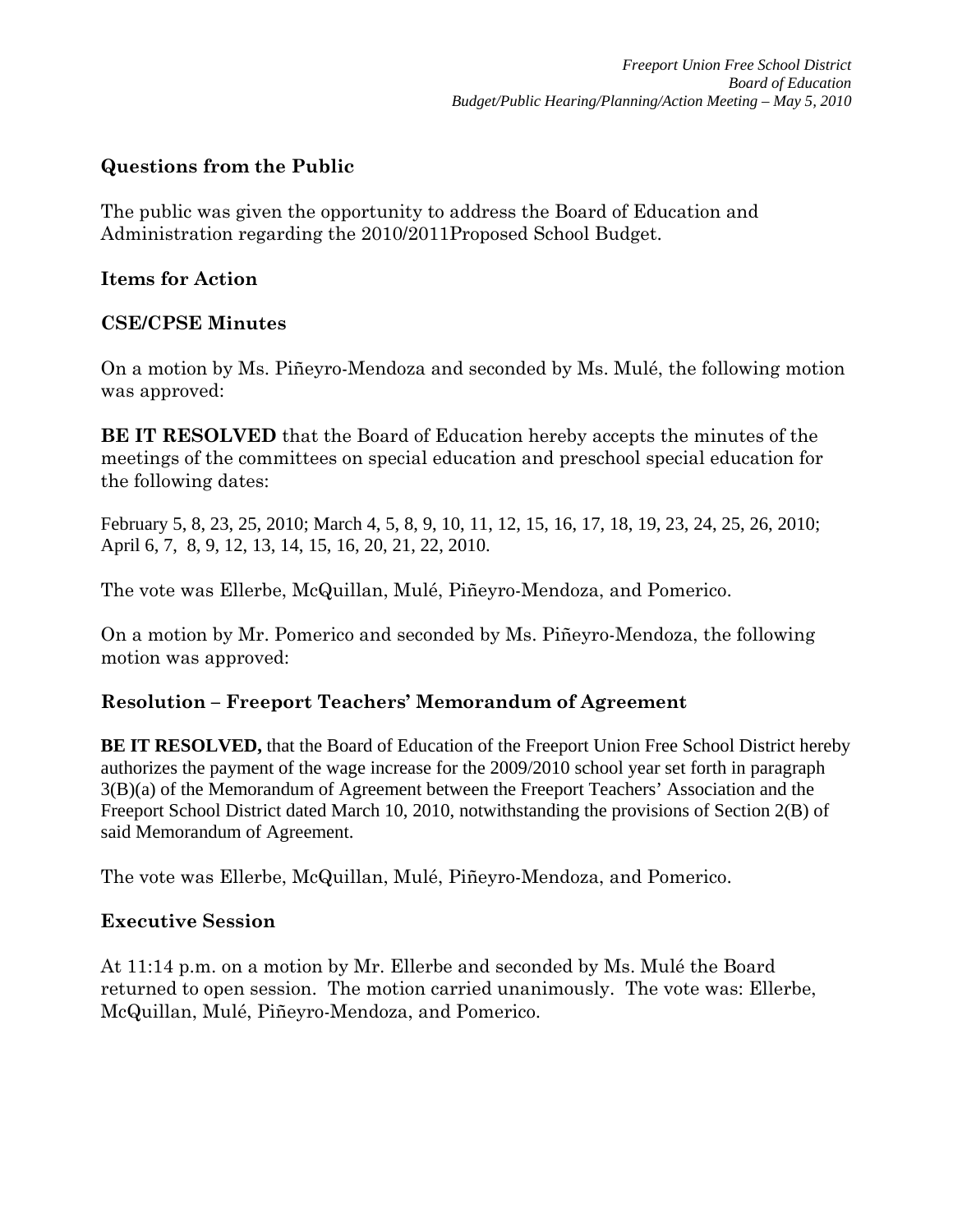## Questions from the Public

The public was given the opportunity to address the Board of Education and Administration regarding the 2010/2011Proposed School Budget.

## Items for Action

## CSE/CPSE Minutes

On a motion by Ms. Piñeyro-Mendoza and seconded by Ms. Mulé, the following motion was approved:

**BE IT RESOLVED** that the Board of Education hereby accepts the minutes of the meetings of the committees on special education and preschool special education for the following dates:

February 5, 8, 23, 25, 2010; March 4, 5, 8, 9, 10, 11, 12, 15, 16, 17, 18, 19, 23, 24, 25, 26, 2010; April 6, 7, 8, 9, 12, 13, 14, 15, 16, 20, 21, 22, 2010.

The vote was Ellerbe, McQuillan, Mulé, Piñeyro-Mendoza, and Pomerico.

On a motion by Mr. Pomerico and seconded by Ms. Piñeyro-Mendoza, the following motion was approved:

## Resolution – Freeport Teachers' Memorandum of Agreement

**BE IT RESOLVED,** that the Board of Education of the Freeport Union Free School District hereby authorizes the payment of the wage increase for the 2009/2010 school year set forth in paragraph 3(B)(a) of the Memorandum of Agreement between the Freeport Teachers' Association and the Freeport School District dated March 10, 2010, notwithstanding the provisions of Section 2(B) of said Memorandum of Agreement.

The vote was Ellerbe, McQuillan, Mulé, Piñeyro-Mendoza, and Pomerico.

## Executive Session

At 11:14 p.m. on a motion by Mr. Ellerbe and seconded by Ms. Mulé the Board returned to open session. The motion carried unanimously. The vote was: Ellerbe, McQuillan, Mulé, Piñeyro-Mendoza, and Pomerico.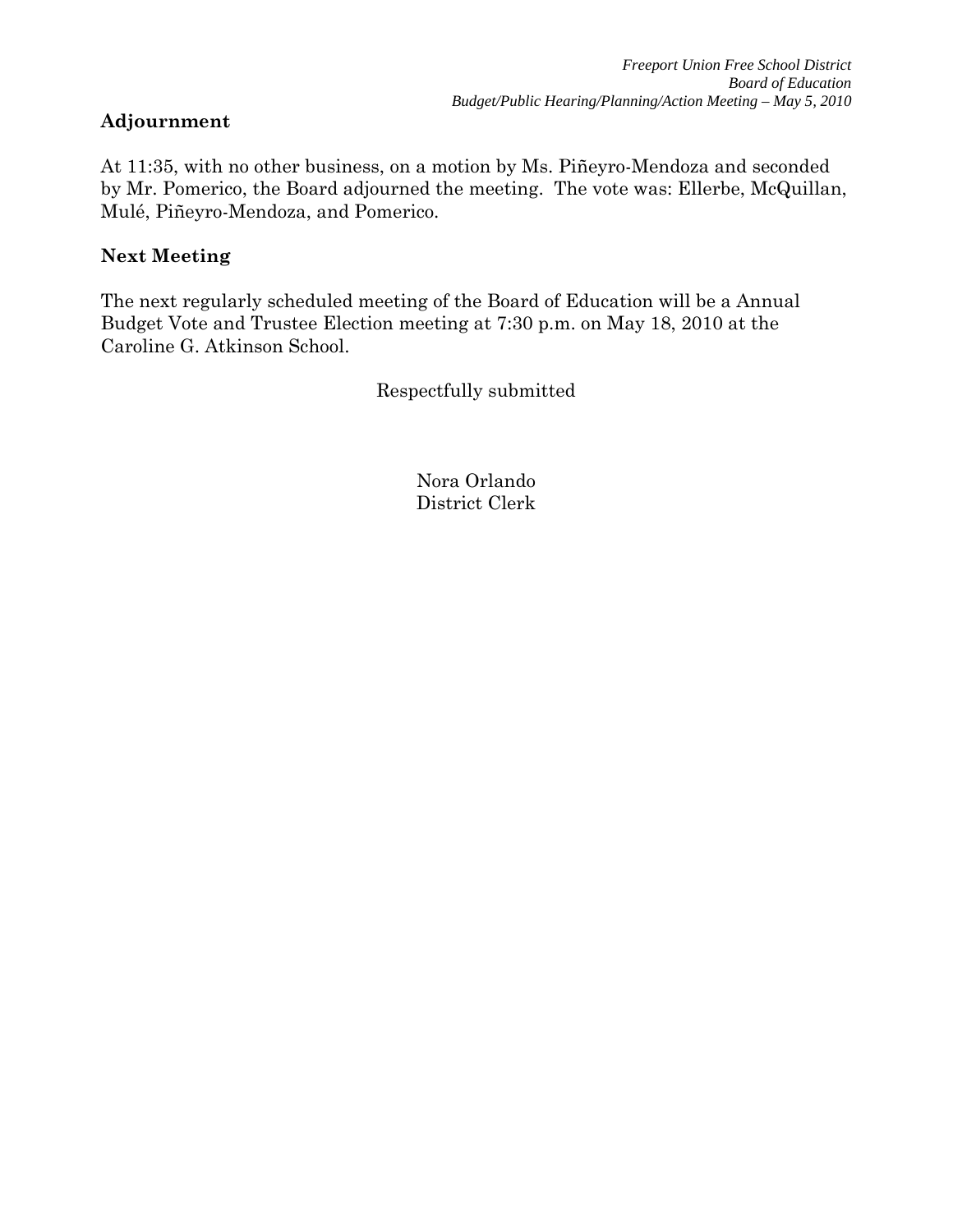**Adjournment**

At 11:35, with no other business, on a motion by Ms. Piñeyro-Mendoza and seconded by Mr. Pomerico, the Board adjourned the meeting. The vote was: Ellerbe, McQuillan, Mulé, Piñeyro-Mendoza, and Pomerico.

**Next Meeting**

The next regularly scheduled meeting of the Board of Education will be a Annual Budget Vote and Trustee Election meeting at 7:30 p.m. on May 18, 2010 at the Caroline G. Atkinson School.

Respectfully submitted

Nora Orlando
District Clerk